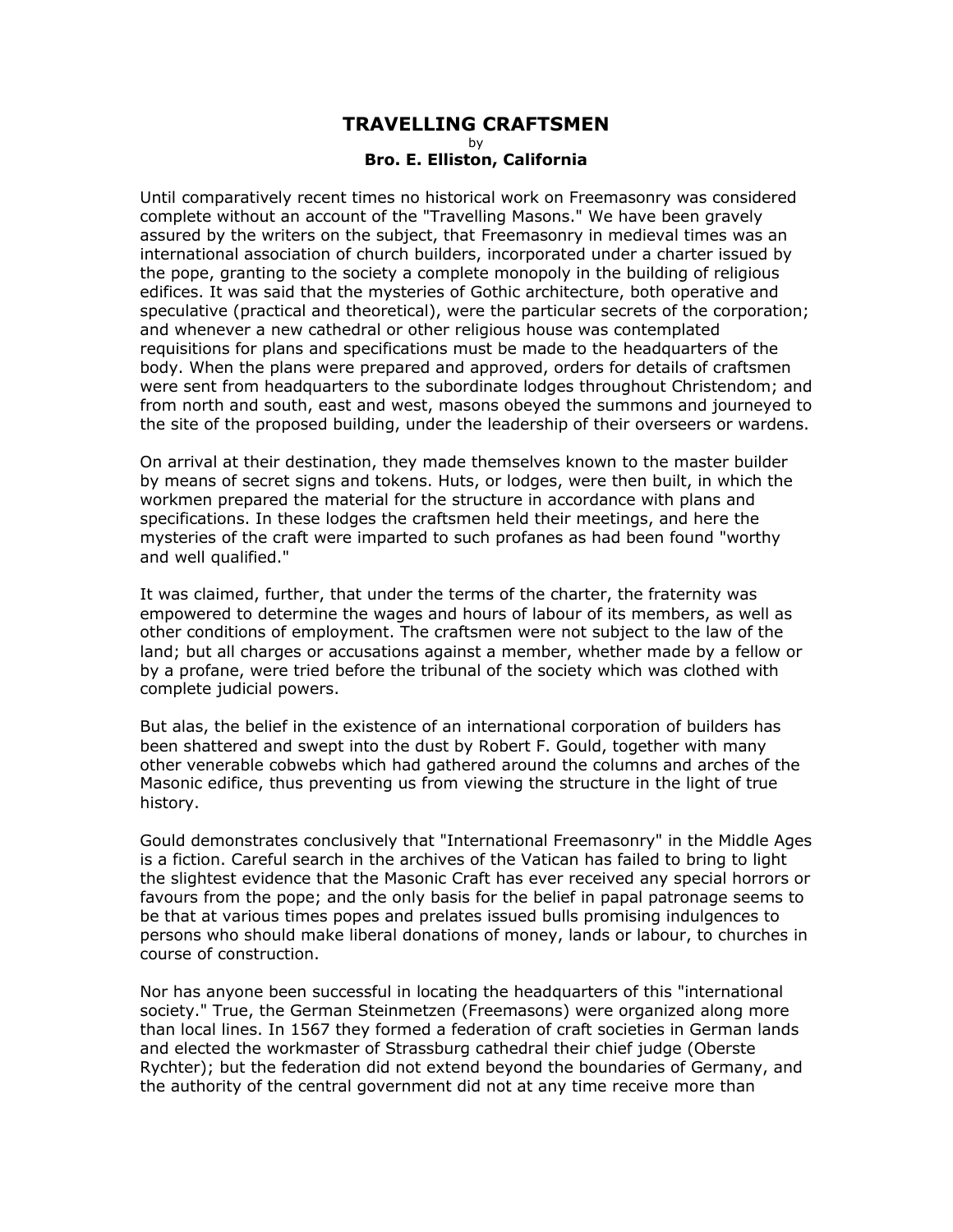# TRAVELLING CRAFTSMEN

by

**Bro. E. Elliston, California**

Until comparatively recent times no historical work on Freemasonry was considered complete without an account of the "Travelling Masons." We have been gravely assured by the writers on the subject, that Freemasonry in medieval times was an international association of church builders, incorporated under a charter issued by the pope, granting to the society a complete monopoly in the building of religious edifices. It was said that the mysteries of Gothic architecture, both operative and speculative (practical and theoretical), were the particular secrets of the corporation; and whenever a new cathedral or other religious house was contemplated requisitions for plans and specifications must be made to the headquarters of the body. When the plans were prepared and approved, orders for details of craftsmen were sent from headquarters to the subordinate lodges throughout Christendom; and from north and south, east and west, masons obeyed the summons and journeyed to the site of the proposed building, under the leadership of their overseers or wardens.

On arrival at their destination, they made themselves known to the master builder by means of secret signs and tokens. Huts, or lodges, were then built, in which the workmen prepared the material for the structure in accordance with plans and specifications. In these lodges the craftsmen held their meetings, and here the mysteries of the craft were imparted to such profanes as had been found "worthy and well qualified."

It was claimed, further, that under the terms of the charter, the fraternity was empowered to determine the wages and hours of labour of its members, as well as other conditions of employment. The craftsmen were not subject to the law of the land; but all charges or accusations against a member, whether made by a fellow or by a profane, were tried before the tribunal of the society which was clothed with complete judicial powers.

But alas, the belief in the existence of an international corporation of builders has been shattered and swept into the dust by Robert F. Gould, together with many other venerable cobwebs which had gathered around the columns and arches of the Masonic edifice, thus preventing us from viewing the structure in the light of true history.

Gould demonstrates conclusively that "International Freemasonry" in the Middle Ages is a fiction. Careful search in the archives of the Vatican has failed to bring to light the slightest evidence that the Masonic Craft has ever received any special horrors or favours from the pope; and the only basis for the belief in papal patronage seems to be that at various times popes and prelates issued bulls promising indulgences to persons who should make liberal donations of money, lands or labour, to churches in course of construction.

Nor has anyone been successful in locating the headquarters of this "international society." True, the German Steinmetzen (Freemasons) were organized along more than local lines. In 1567 they formed a federation of craft societies in German lands and elected the workmaster of Strassburg cathedral their chief judge (Oberste Rychter); but the federation did not extend beyond the boundaries of Germany, and the authority of the central government did not at any time receive more than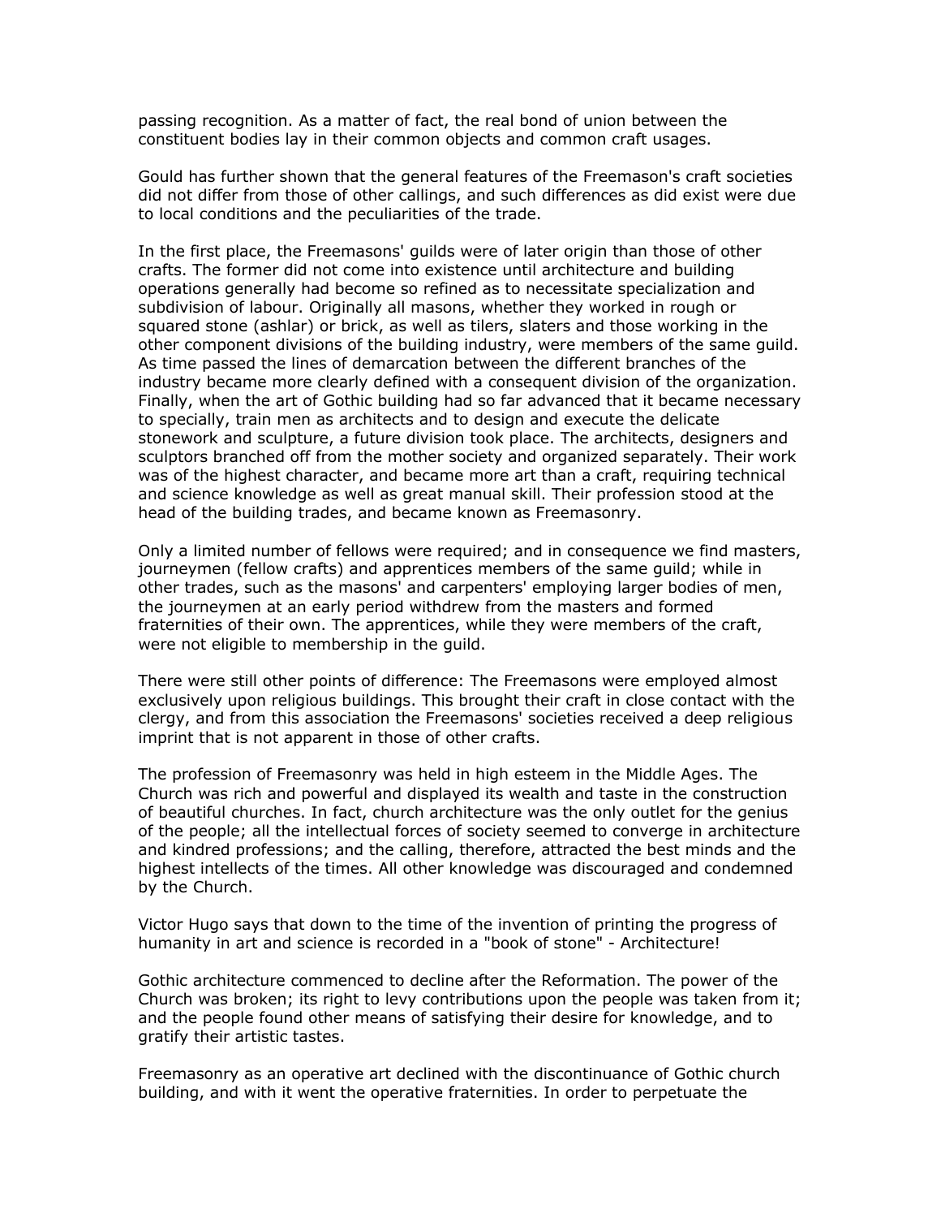passing recognition. As a matter of fact, the real bond of union between the constituent bodies lay in their common objects and common craft usages.

Gould has further shown that the general features of the Freemason's craft societies did not differ from those of other callings, and such differences as did exist were due to local conditions and the peculiarities of the trade.

In the first place, the Freemasons' guilds were of later origin than those of other crafts. The former did not come into existence until architecture and building operations generally had become so refined as to necessitate specialization and subdivision of labour. Originally all masons, whether they worked in rough or squared stone (ashlar) or brick, as well as tilers, slaters and those working in the other component divisions of the building industry, were members of the same guild. As time passed the lines of demarcation between the different branches of the industry became more clearly defined with a consequent division of the organization. Finally, when the art of Gothic building had so far advanced that it became necessary to specially, train men as architects and to design and execute the delicate stonework and sculpture, a future division took place. The architects, designers and sculptors branched off from the mother society and organized separately. Their work was of the highest character, and became more art than a craft, requiring technical and science knowledge as well as great manual skill. Their profession stood at the head of the building trades, and became known as Freemasonry.

Only a limited number of fellows were required; and in consequence we find masters, journeymen (fellow crafts) and apprentices members of the same guild; while in other trades, such as the masons' and carpenters' employing larger bodies of men, the journeymen at an early period withdrew from the masters and formed fraternities of their own. The apprentices, while they were members of the craft, were not eligible to membership in the guild.

There were still other points of difference: The Freemasons were employed almost exclusively upon religious buildings. This brought their craft in close contact with the clergy, and from this association the Freemasons' societies received a deep religious imprint that is not apparent in those of other crafts.

The profession of Freemasonry was held in high esteem in the Middle Ages. The Church was rich and powerful and displayed its wealth and taste in the construction of beautiful churches. In fact, church architecture was the only outlet for the genius of the people; all the intellectual forces of society seemed to converge in architecture and kindred professions; and the calling, therefore, attracted the best minds and the highest intellects of the times. All other knowledge was discouraged and condemned by the Church.

Victor Hugo says that down to the time of the invention of printing the progress of humanity in art and science is recorded in a "book of stone" - Architecture!

Gothic architecture commenced to decline after the Reformation. The power of the Church was broken; its right to levy contributions upon the people was taken from it; and the people found other means of satisfying their desire for knowledge, and to gratify their artistic tastes.

Freemasonry as an operative art declined with the discontinuance of Gothic church building, and with it went the operative fraternities. In order to perpetuate the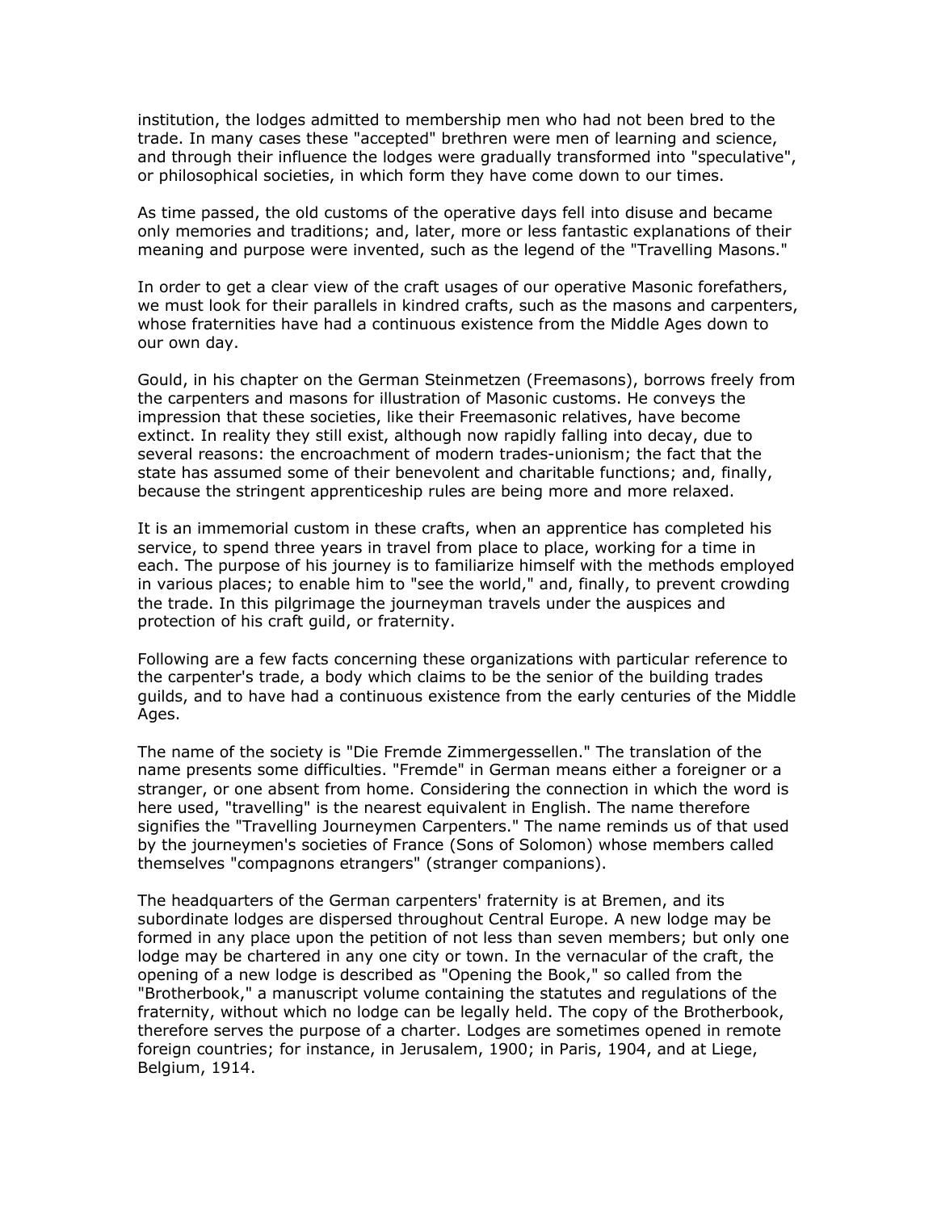institution, the lodges admitted to membership men who had not been bred to the trade. In many cases these "accepted" brethren were men of learning and science, and through their influence the lodges were gradually transformed into "speculative", or philosophical societies, in which form they have come down to our times.

As time passed, the old customs of the operative days fell into disuse and became only memories and traditions; and, later, more or less fantastic explanations of their meaning and purpose were invented, such as the legend of the "Travelling Masons."

In order to get a clear view of the craft usages of our operative Masonic forefathers, we must look for their parallels in kindred crafts, such as the masons and carpenters, whose fraternities have had a continuous existence from the Middle Ages down to our own day.

Gould, in his chapter on the German Steinmetzen (Freemasons), borrows freely from the carpenters and masons for illustration of Masonic customs. He conveys the impression that these societies, like their Freemasonic relatives, have become extinct. In reality they still exist, although now rapidly falling into decay, due to several reasons: the encroachment of modern trades-unionism; the fact that the state has assumed some of their benevolent and charitable functions; and, finally, because the stringent apprenticeship rules are being more and more relaxed.

It is an immemorial custom in these crafts, when an apprentice has completed his service, to spend three years in travel from place to place, working for a time in each. The purpose of his journey is to familiarize himself with the methods employed in various places; to enable him to "see the world," and, finally, to prevent crowding the trade. In this pilgrimage the journeyman travels under the auspices and protection of his craft guild, or fraternity.

Following are a few facts concerning these organizations with particular reference to the carpenter's trade, a body which claims to be the senior of the building trades guilds, and to have had a continuous existence from the early centuries of the Middle Ages.

The name of the society is "Die Fremde Zimmergessellen." The translation of the name presents some difficulties. "Fremde" in German means either a foreigner or a stranger, or one absent from home. Considering the connection in which the word is here used, "travelling" is the nearest equivalent in English. The name therefore signifies the "Travelling Journeymen Carpenters." The name reminds us of that used by the journeymen's societies of France (Sons of Solomon) whose members called themselves "compagnons etrangers" (stranger companions).

The headquarters of the German carpenters' fraternity is at Bremen, and its subordinate lodges are dispersed throughout Central Europe. A new lodge may be formed in any place upon the petition of not less than seven members; but only one lodge may be chartered in any one city or town. In the vernacular of the craft, the opening of a new lodge is described as "Opening the Book," so called from the "Brotherbook," a manuscript volume containing the statutes and regulations of the fraternity, without which no lodge can be legally held. The copy of the Brotherbook, therefore serves the purpose of a charter. Lodges are sometimes opened in remote foreign countries; for instance, in Jerusalem, 1900; in Paris, 1904, and at Liege, Belgium, 1914.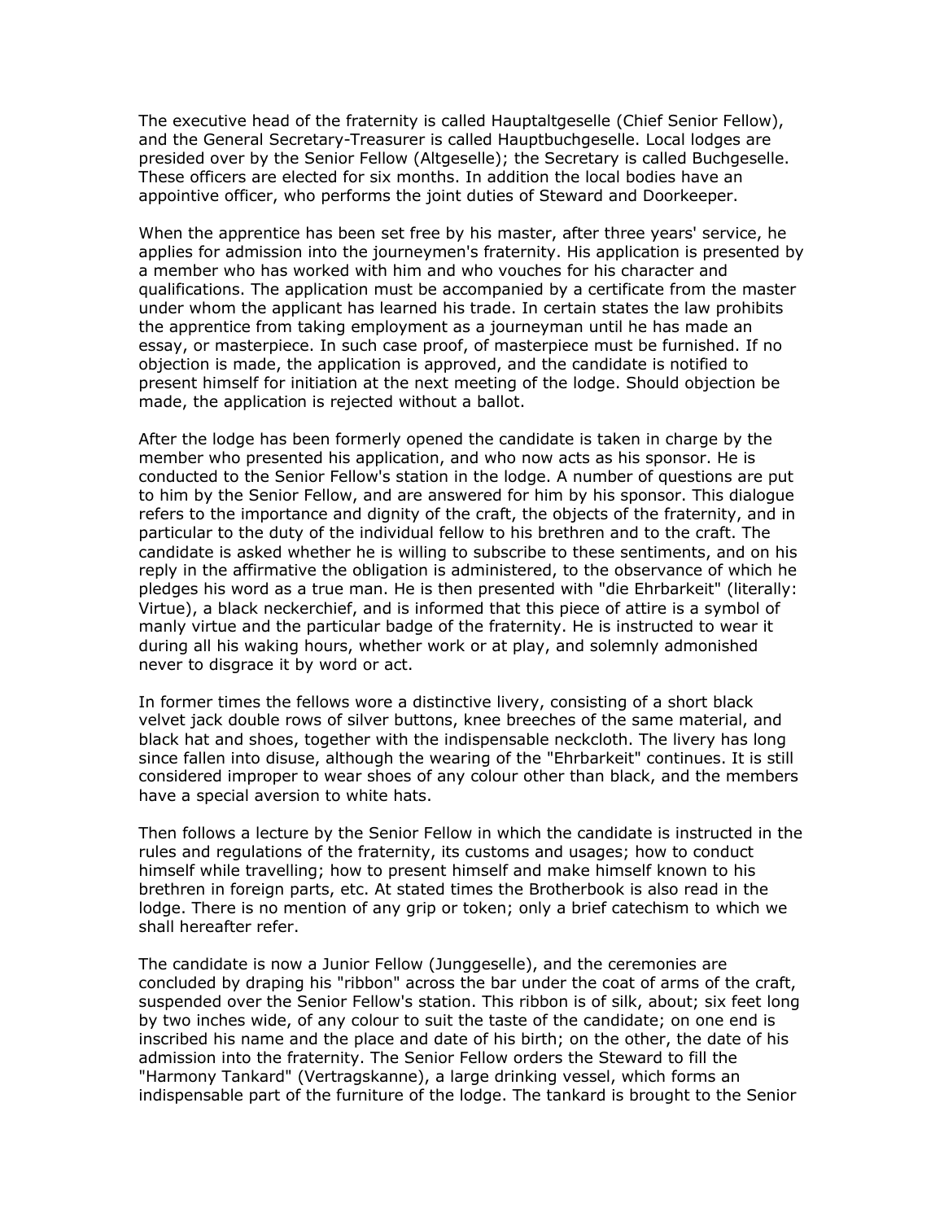The executive head of the fraternity is called Hauptaltgeselle (Chief Senior Fellow), and the General Secretary-Treasurer is called Hauptbuchgeselle. Local lodges are presided over by the Senior Fellow (Altgeselle); the Secretary is called Buchgeselle. These officers are elected for six months. In addition the local bodies have an appointive officer, who performs the joint duties of Steward and Doorkeeper.

When the apprentice has been set free by his master, after three years' service, he applies for admission into the journeymen's fraternity. His application is presented by a member who has worked with him and who vouches for his character and qualifications. The application must be accompanied by a certificate from the master under whom the applicant has learned his trade. In certain states the law prohibits the apprentice from taking employment as a journeyman until he has made an essay, or masterpiece. In such case proof, of masterpiece must be furnished. If no objection is made, the application is approved, and the candidate is notified to present himself for initiation at the next meeting of the lodge. Should objection be made, the application is rejected without a ballot.

After the lodge has been formerly opened the candidate is taken in charge by the member who presented his application, and who now acts as his sponsor. He is conducted to the Senior Fellow's station in the lodge. A number of questions are put to him by the Senior Fellow, and are answered for him by his sponsor. This dialogue refers to the importance and dignity of the craft, the objects of the fraternity, and in particular to the duty of the individual fellow to his brethren and to the craft. The candidate is asked whether he is willing to subscribe to these sentiments, and on his reply in the affirmative the obligation is administered, to the observance of which he pledges his word as a true man. He is then presented with "die Ehrbarkeit" (literally: Virtue), a black neckerchief, and is informed that this piece of attire is a symbol of manly virtue and the particular badge of the fraternity. He is instructed to wear it during all his waking hours, whether work or at play, and solemnly admonished never to disgrace it by word or act.

In former times the fellows wore a distinctive livery, consisting of a short black velvet jack double rows of silver buttons, knee breeches of the same material, and black hat and shoes, together with the indispensable neckcloth. The livery has long since fallen into disuse, although the wearing of the "Ehrbarkeit" continues. It is still considered improper to wear shoes of any colour other than black, and the members have a special aversion to white hats.

Then follows a lecture by the Senior Fellow in which the candidate is instructed in the rules and regulations of the fraternity, its customs and usages; how to conduct himself while travelling; how to present himself and make himself known to his brethren in foreign parts, etc. At stated times the Brotherbook is also read in the lodge. There is no mention of any grip or token; only a brief catechism to which we shall hereafter refer.

The candidate is now a Junior Fellow (Junggeselle), and the ceremonies are concluded by draping his "ribbon" across the bar under the coat of arms of the craft, suspended over the Senior Fellow's station. This ribbon is of silk, about; six feet long by two inches wide, of any colour to suit the taste of the candidate; on one end is inscribed his name and the place and date of his birth; on the other, the date of his admission into the fraternity. The Senior Fellow orders the Steward to fill the "Harmony Tankard" (Vertragskanne), a large drinking vessel, which forms an indispensable part of the furniture of the lodge. The tankard is brought to the Senior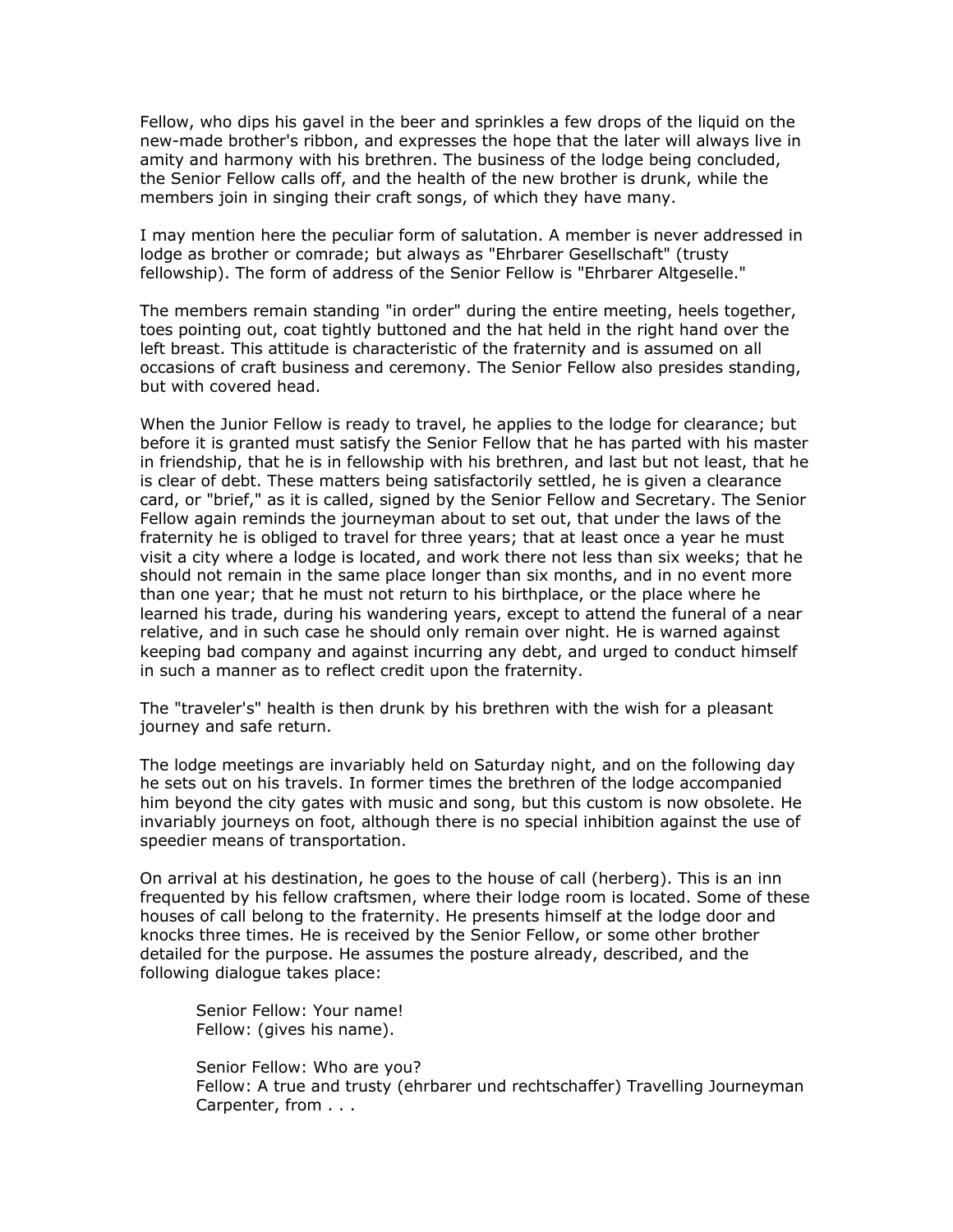Fellow, who dips his gavel in the beer and sprinkles a few drops of the liquid on the new-made brother's ribbon, and expresses the hope that the later will always live in amity and harmony with his brethren. The business of the lodge being concluded, the Senior Fellow calls off, and the health of the new brother is drunk, while the members join in singing their craft songs, of which they have many.

I may mention here the peculiar form of salutation. A member is never addressed in lodge as brother or comrade; but always as "Ehrbarer Gesellschaft" (trusty fellowship). The form of address of the Senior Fellow is "Ehrbarer Altgeselle."

The members remain standing "in order" during the entire meeting, heels together, toes pointing out, coat tightly buttoned and the hat held in the right hand over the left breast. This attitude is characteristic of the fraternity and is assumed on all occasions of craft business and ceremony. The Senior Fellow also presides standing, but with covered head.

When the Junior Fellow is ready to travel, he applies to the lodge for clearance; but before it is granted must satisfy the Senior Fellow that he has parted with his master in friendship, that he is in fellowship with his brethren, and last but not least, that he is clear of debt. These matters being satisfactorily settled, he is given a clearance card, or "brief," as it is called, signed by the Senior Fellow and Secretary. The Senior Fellow again reminds the journeyman about to set out, that under the laws of the fraternity he is obliged to travel for three years; that at least once a year he must visit a city where a lodge is located, and work there not less than six weeks; that he should not remain in the same place longer than six months, and in no event more than one year; that he must not return to his birthplace, or the place where he learned his trade, during his wandering years, except to attend the funeral of a near relative, and in such case he should only remain over night. He is warned against keeping bad company and against incurring any debt, and urged to conduct himself in such a manner as to reflect credit upon the fraternity.

The "traveler's" health is then drunk by his brethren with the wish for a pleasant journey and safe return.

The lodge meetings are invariably held on Saturday night, and on the following day he sets out on his travels. In former times the brethren of the lodge accompanied him beyond the city gates with music and song, but this custom is now obsolete. He invariably journeys on foot, although there is no special inhibition against the use of speedier means of transportation.

On arrival at his destination, he goes to the house of call (herberg). This is an inn frequented by his fellow craftsmen, where their lodge room is located. Some of these houses of call belong to the fraternity. He presents himself at the lodge door and knocks three times. He is received by the Senior Fellow, or some other brother detailed for the purpose. He assumes the posture already, described, and the following dialogue takes place:

> Senior Fellow: Your name!
> Fellow: (gives his name).
>
> Senior Fellow: Who are you?
> Fellow: A true and trusty (ehrbarer und rechtschaffer) Travelling Journeyman Carpenter, from . . .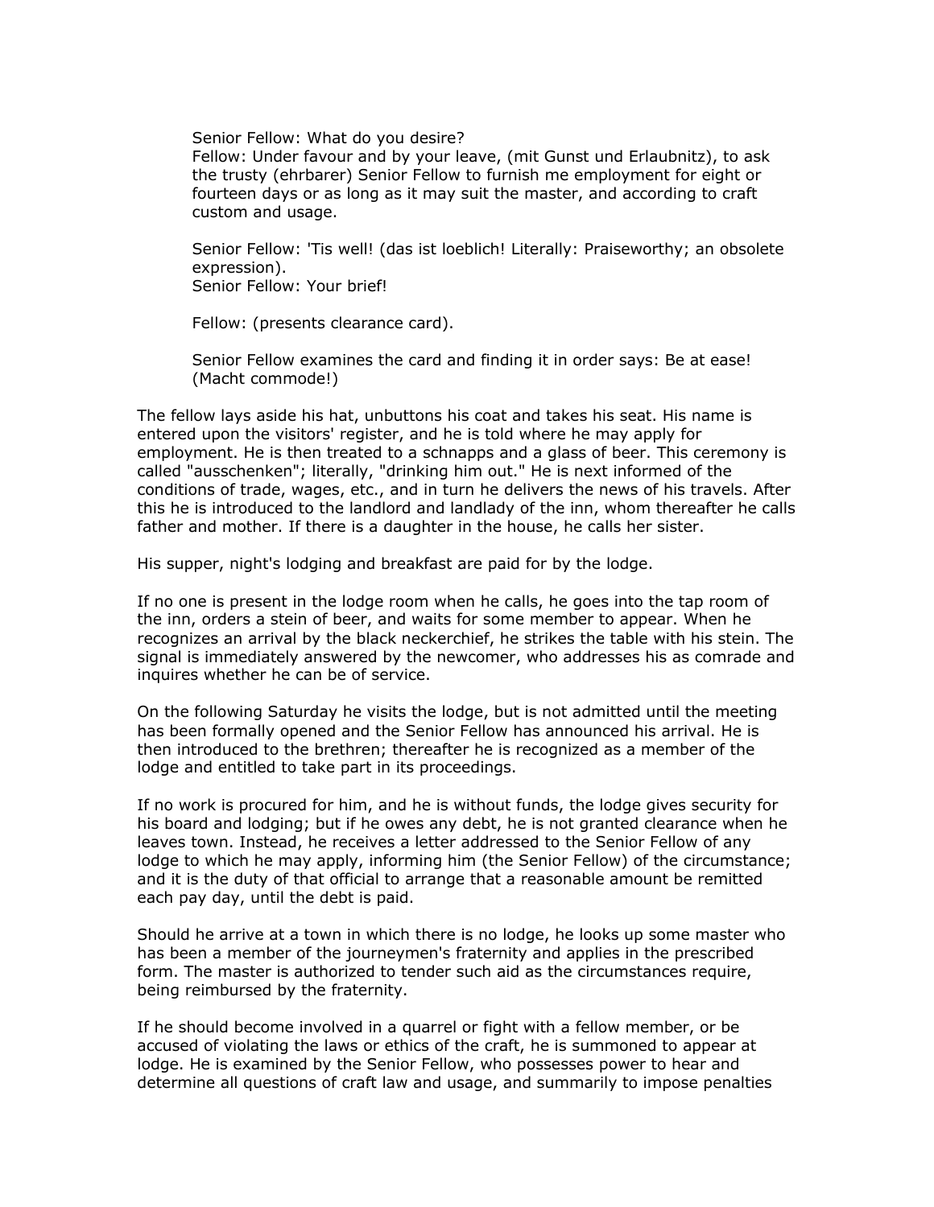> Senior Fellow: What do you desire?
> Fellow: Under favour and by your leave, (mit Gunst und Erlaubnitz), to ask the trusty (ehrbarer) Senior Fellow to furnish me employment for eight or fourteen days or as long as it may suit the master, and according to craft custom and usage.
>
> Senior Fellow: 'Tis well! (das ist loeblich! Literally: Praiseworthy; an obsolete expression).
> Senior Fellow: Your brief!
>
> Fellow: (presents clearance card).
>
> Senior Fellow examines the card and finding it in order says: Be at ease! (Macht commode!)

The fellow lays aside his hat, unbuttons his coat and takes his seat. His name is entered upon the visitors' register, and he is told where he may apply for employment. He is then treated to a schnapps and a glass of beer. This ceremony is called "ausschenken"; literally, "drinking him out." He is next informed of the conditions of trade, wages, etc., and in turn he delivers the news of his travels. After this he is introduced to the landlord and landlady of the inn, whom thereafter he calls father and mother. If there is a daughter in the house, he calls her sister.

His supper, night's lodging and breakfast are paid for by the lodge.

If no one is present in the lodge room when he calls, he goes into the tap room of the inn, orders a stein of beer, and waits for some member to appear. When he recognizes an arrival by the black neckerchief, he strikes the table with his stein. The signal is immediately answered by the newcomer, who addresses his as comrade and inquires whether he can be of service.

On the following Saturday he visits the lodge, but is not admitted until the meeting has been formally opened and the Senior Fellow has announced his arrival. He is then introduced to the brethren; thereafter he is recognized as a member of the lodge and entitled to take part in its proceedings.

If no work is procured for him, and he is without funds, the lodge gives security for his board and lodging; but if he owes any debt, he is not granted clearance when he leaves town. Instead, he receives a letter addressed to the Senior Fellow of any lodge to which he may apply, informing him (the Senior Fellow) of the circumstance; and it is the duty of that official to arrange that a reasonable amount be remitted each pay day, until the debt is paid.

Should he arrive at a town in which there is no lodge, he looks up some master who has been a member of the journeymen's fraternity and applies in the prescribed form. The master is authorized to tender such aid as the circumstances require, being reimbursed by the fraternity.

If he should become involved in a quarrel or fight with a fellow member, or be accused of violating the laws or ethics of the craft, he is summoned to appear at lodge. He is examined by the Senior Fellow, who possesses power to hear and determine all questions of craft law and usage, and summarily to impose penalties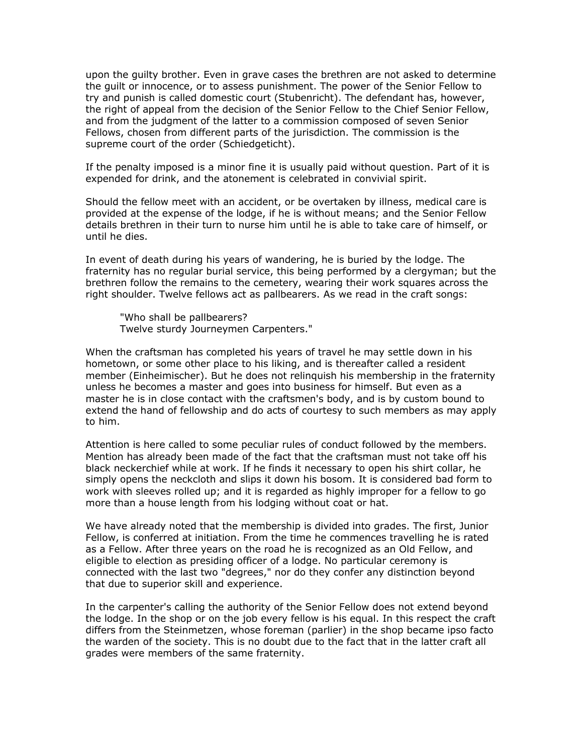upon the guilty brother. Even in grave cases the brethren are not asked to determine the guilt or innocence, or to assess punishment. The power of the Senior Fellow to try and punish is called domestic court (Stubenricht). The defendant has, however, the right of appeal from the decision of the Senior Fellow to the Chief Senior Fellow, and from the judgment of the latter to a commission composed of seven Senior Fellows, chosen from different parts of the jurisdiction. The commission is the supreme court of the order (Schiedgeticht).

If the penalty imposed is a minor fine it is usually paid without question. Part of it is expended for drink, and the atonement is celebrated in convivial spirit.

Should the fellow meet with an accident, or be overtaken by illness, medical care is provided at the expense of the lodge, if he is without means; and the Senior Fellow details brethren in their turn to nurse him until he is able to take care of himself, or until he dies.

In event of death during his years of wandering, he is buried by the lodge. The fraternity has no regular burial service, this being performed by a clergyman; but the brethren follow the remains to the cemetery, wearing their work squares across the right shoulder. Twelve fellows act as pallbearers. As we read in the craft songs:

> "Who shall be pallbearers?
> Twelve sturdy Journeymen Carpenters."

When the craftsman has completed his years of travel he may settle down in his hometown, or some other place to his liking, and is thereafter called a resident member (Einheimischer). But he does not relinquish his membership in the fraternity unless he becomes a master and goes into business for himself. But even as a master he is in close contact with the craftsmen's body, and is by custom bound to extend the hand of fellowship and do acts of courtesy to such members as may apply to him.

Attention is here called to some peculiar rules of conduct followed by the members. Mention has already been made of the fact that the craftsman must not take off his black neckerchief while at work. If he finds it necessary to open his shirt collar, he simply opens the neckcloth and slips it down his bosom. It is considered bad form to work with sleeves rolled up; and it is regarded as highly improper for a fellow to go more than a house length from his lodging without coat or hat.

We have already noted that the membership is divided into grades. The first, Junior Fellow, is conferred at initiation. From the time he commences travelling he is rated as a Fellow. After three years on the road he is recognized as an Old Fellow, and eligible to election as presiding officer of a lodge. No particular ceremony is connected with the last two "degrees," nor do they confer any distinction beyond that due to superior skill and experience.

In the carpenter's calling the authority of the Senior Fellow does not extend beyond the lodge. In the shop or on the job every fellow is his equal. In this respect the craft differs from the Steinmetzen, whose foreman (parlier) in the shop became ipso facto the warden of the society. This is no doubt due to the fact that in the latter craft all grades were members of the same fraternity.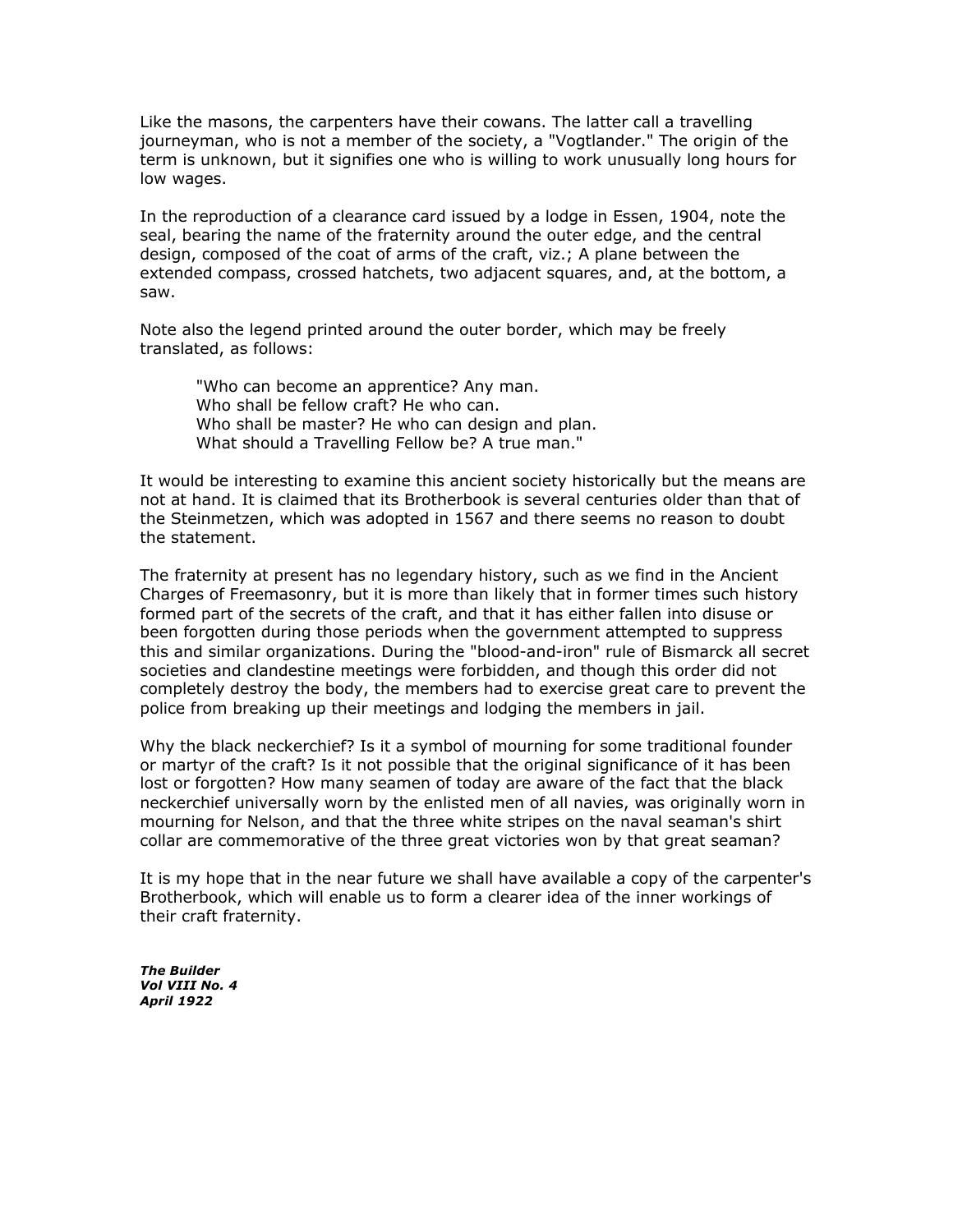Like the masons, the carpenters have their cowans. The latter call a travelling journeyman, who is not a member of the society, a "Vogtlander." The origin of the term is unknown, but it signifies one who is willing to work unusually long hours for low wages.

In the reproduction of a clearance card issued by a lodge in Essen, 1904, note the seal, bearing the name of the fraternity around the outer edge, and the central design, composed of the coat of arms of the craft, viz.; A plane between the extended compass, crossed hatchets, two adjacent squares, and, at the bottom, a saw.

Note also the legend printed around the outer border, which may be freely translated, as follows:

> "Who can become an apprentice? Any man.
> Who shall be fellow craft? He who can.
> Who shall be master? He who can design and plan.
> What should a Travelling Fellow be? A true man."

It would be interesting to examine this ancient society historically but the means are not at hand. It is claimed that its Brotherbook is several centuries older than that of the Steinmetzen, which was adopted in 1567 and there seems no reason to doubt the statement.

The fraternity at present has no legendary history, such as we find in the Ancient Charges of Freemasonry, but it is more than likely that in former times such history formed part of the secrets of the craft, and that it has either fallen into disuse or been forgotten during those periods when the government attempted to suppress this and similar organizations. During the "blood-and-iron" rule of Bismarck all secret societies and clandestine meetings were forbidden, and though this order did not completely destroy the body, the members had to exercise great care to prevent the police from breaking up their meetings and lodging the members in jail.

Why the black neckerchief? Is it a symbol of mourning for some traditional founder or martyr of the craft? Is it not possible that the original significance of it has been lost or forgotten? How many seamen of today are aware of the fact that the black neckerchief universally worn by the enlisted men of all navies, was originally worn in mourning for Nelson, and that the three white stripes on the naval seaman's shirt collar are commemorative of the three great victories won by that great seaman?

It is my hope that in the near future we shall have available a copy of the carpenter's Brotherbook, which will enable us to form a clearer idea of the inner workings of their craft fraternity.

***The Builder***
***Vol VIII No. 4***
***April 1922***